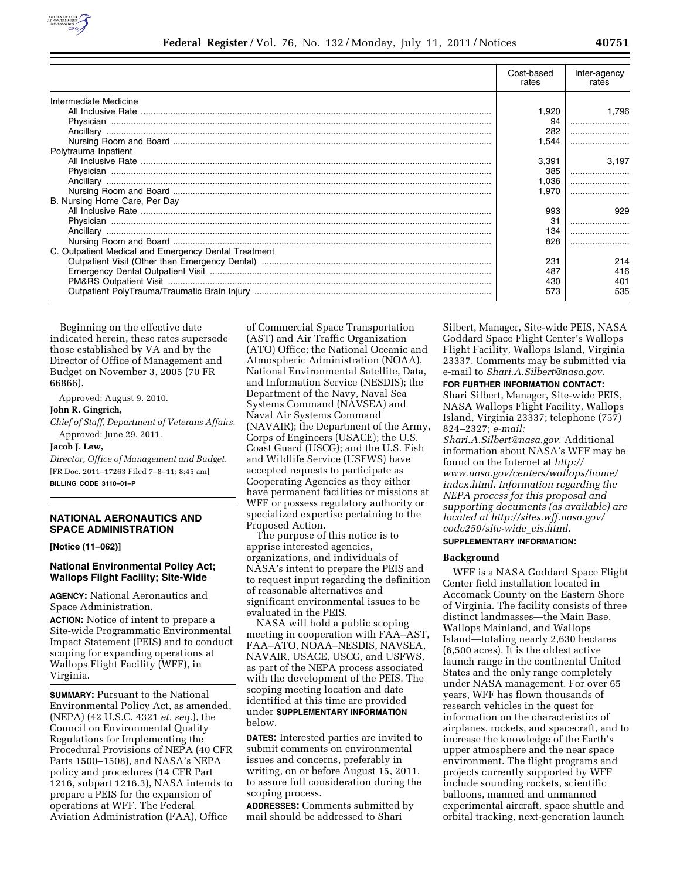| | Cost-based rates | Inter-agency rates |
|---|---|---|
| Intermediate Medicine | | |
| All Inclusive Rate | 1,920 | 1,796 |
| Physician | 94 | |
| Ancillary | 282 | |
| Nursing Room and Board | 1,544 | |
| Polytrauma Inpatient | | |
| All Inclusive Rate | 3,391 | 3,197 |
| Physician | 385 | |
| Ancillary | 1,036 | |
| Nursing Room and Board | 1,970 | |
| B. Nursing Home Care, Per Day | | |
| All Inclusive Rate | 993 | 929 |
| Physician | 31 | |
| Ancillary | 134 | |
| Nursing Room and Board | 828 | |
| C. Outpatient Medical and Emergency Dental Treatment | | |
| Outpatient Visit (Other than Emergency Dental) | 231 | 214 |
| Emergency Dental Outpatient Visit | 487 | 416 |
| PM&RS Outpatient Visit | 430 | 401 |
| Outpatient PolyTrauma/Traumatic Brain Injury | 573 | 535 |

Beginning on the effective date indicated herein, these rates supersede those established by VA and by the Director of Office of Management and Budget on November 3, 2005 (70 FR 66866).

Approved: August 9, 2010.

**John R. Gingrich,**

*Chief of Staff, Department of Veterans Affairs.*

Approved: June 29, 2011.

**Jacob J. Lew,**

*Director, Office of Management and Budget.*

[FR Doc. 2011–17263 Filed 7–8–11; 8:45 am]

**BILLING CODE 3110–01–P**

## NATIONAL AERONAUTICS AND SPACE ADMINISTRATION

**[Notice (11–062)]**

### National Environmental Policy Act; Wallops Flight Facility; Site-Wide

**AGENCY:** National Aeronautics and Space Administration.

**ACTION:** Notice of intent to prepare a Site-wide Programmatic Environmental Impact Statement (PEIS) and to conduct scoping for expanding operations at Wallops Flight Facility (WFF), in Virginia.

**SUMMARY:** Pursuant to the National Environmental Policy Act, as amended, (NEPA) (42 U.S.C. 4321 *et. seq.*), the Council on Environmental Quality Regulations for Implementing the Procedural Provisions of NEPA (40 CFR Parts 1500–1508), and NASA's NEPA policy and procedures (14 CFR Part 1216, subpart 1216.3), NASA intends to prepare a PEIS for the expansion of operations at WFF. The Federal Aviation Administration (FAA), Office of Commercial Space Transportation (AST) and Air Traffic Organization (ATO) Office; the National Oceanic and Atmospheric Administration (NOAA), National Environmental Satellite, Data, and Information Service (NESDIS); the Department of the Navy, Naval Sea Systems Command (NAVSEA) and Naval Air Systems Command (NAVAIR); the Department of the Army, Corps of Engineers (USACE); the U.S. Coast Guard (USCG); and the U.S. Fish and Wildlife Service (USFWS) have accepted requests to participate as Cooperating Agencies as they either have permanent facilities or missions at WFF or possess regulatory authority or specialized expertise pertaining to the Proposed Action.

The purpose of this notice is to apprise interested agencies, organizations, and individuals of NASA's intent to prepare the PEIS and to request input regarding the definition of reasonable alternatives and significant environmental issues to be evaluated in the PEIS.

NASA will hold a public scoping meeting in cooperation with FAA–AST, FAA–ATO, NOAA–NESDIS, NAVSEA, NAVAIR, USACE, USCG, and USFWS, as part of the NEPA process associated with the development of the PEIS. The scoping meeting location and date identified at this time are provided under **SUPPLEMENTARY INFORMATION** below.

**DATES:** Interested parties are invited to submit comments on environmental issues and concerns, preferably in writing, on or before August 15, 2011, to assure full consideration during the scoping process.

**ADDRESSES:** Comments submitted by mail should be addressed to Shari Silbert, Manager, Site-wide PEIS, NASA Goddard Space Flight Center's Wallops Flight Facility, Wallops Island, Virginia 23337. Comments may be submitted via e-mail to *Shari.A.Silbert@nasa.gov*.

**FOR FURTHER INFORMATION CONTACT:** Shari Silbert, Manager, Site-wide PEIS, NASA Wallops Flight Facility, Wallops Island, Virginia 23337; telephone (757) 824–2327; *e-mail: Shari.A.Silbert@nasa.gov.* Additional information about NASA's WFF may be found on the Internet at *http://www.nasa.gov/centers/wallops/home/index.html. Information regarding the NEPA process for this proposal and supporting documents (as available) are located at http://sites.wff.nasa.gov/code250/site-wide_eis.html.*

**SUPPLEMENTARY INFORMATION:**

#### Background

WFF is a NASA Goddard Space Flight Center field installation located in Accomack County on the Eastern Shore of Virginia. The facility consists of three distinct landmasses—the Main Base, Wallops Mainland, and Wallops Island—totaling nearly 2,630 hectares (6,500 acres). It is the oldest active launch range in the continental United States and the only range completely under NASA management. For over 65 years, WFF has flown thousands of research vehicles in the quest for information on the characteristics of airplanes, rockets, and spacecraft, and to increase the knowledge of the Earth's upper atmosphere and the near space environment. The flight programs and projects currently supported by WFF include sounding rockets, scientific balloons, manned and unmanned experimental aircraft, space shuttle and orbital tracking, next-generation launch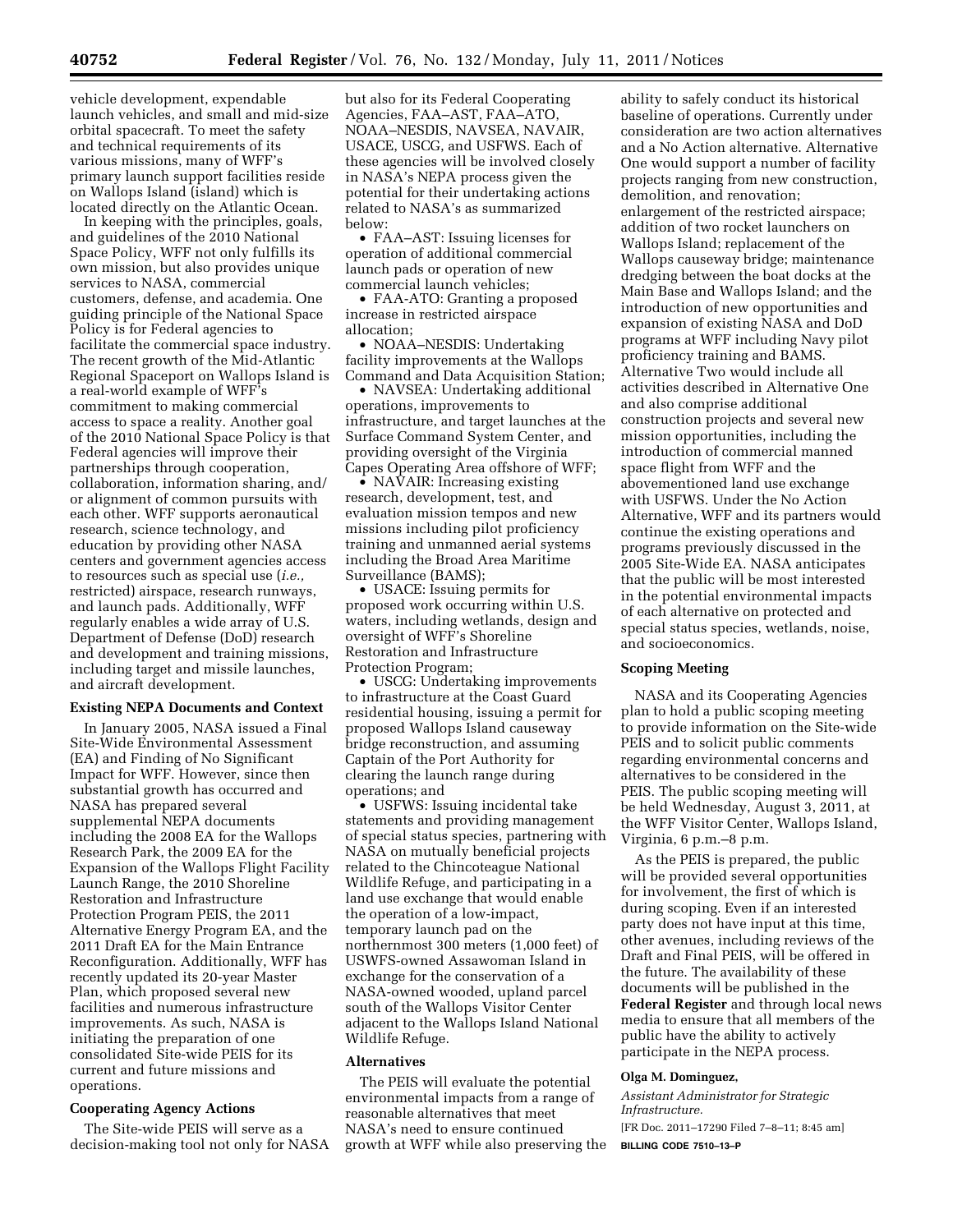vehicle development, expendable launch vehicles, and small and mid-size orbital spacecraft. To meet the safety and technical requirements of its various missions, many of WFF's primary launch support facilities reside on Wallops Island (island) which is located directly on the Atlantic Ocean.

In keeping with the principles, goals, and guidelines of the 2010 National Space Policy, WFF not only fulfills its own mission, but also provides unique services to NASA, commercial customers, defense, and academia. One guiding principle of the National Space Policy is for Federal agencies to facilitate the commercial space industry. The recent growth of the Mid-Atlantic Regional Spaceport on Wallops Island is a real-world example of WFF's commitment to making commercial access to space a reality. Another goal of the 2010 National Space Policy is that Federal agencies will improve their partnerships through cooperation, collaboration, information sharing, and/or alignment of common pursuits with each other. WFF supports aeronautical research, science technology, and education by providing other NASA centers and government agencies access to resources such as special use (*i.e.,* restricted) airspace, research runways, and launch pads. Additionally, WFF regularly enables a wide array of U.S. Department of Defense (DoD) research and development and training missions, including target and missile launches, and aircraft development.

**Existing NEPA Documents and Context**

In January 2005, NASA issued a Final Site-Wide Environmental Assessment (EA) and Finding of No Significant Impact for WFF. However, since then substantial growth has occurred and NASA has prepared several supplemental NEPA documents including the 2008 EA for the Wallops Research Park, the 2009 EA for the Expansion of the Wallops Flight Facility Launch Range, the 2010 Shoreline Restoration and Infrastructure Protection Program PEIS, the 2011 Alternative Energy Program EA, and the 2011 Draft EA for the Main Entrance Reconfiguration. Additionally, WFF has recently updated its 20-year Master Plan, which proposed several new facilities and numerous infrastructure improvements. As such, NASA is initiating the preparation of one consolidated Site-wide PEIS for its current and future missions and operations.

**Cooperating Agency Actions**

The Site-wide PEIS will serve as a decision-making tool not only for NASA but also for its Federal Cooperating Agencies, FAA–AST, FAA–ATO, NOAA–NESDIS, NAVSEA, NAVAIR, USACE, USCG, and USFWS. Each of these agencies will be involved closely in NASA's NEPA process given the potential for their undertaking actions related to NASA's as summarized below:

- FAA–AST: Issuing licenses for operation of additional commercial launch pads or operation of new commercial launch vehicles;
- FAA-ATO: Granting a proposed increase in restricted airspace allocation;
- NOAA–NESDIS: Undertaking facility improvements at the Wallops Command and Data Acquisition Station;
- NAVSEA: Undertaking additional operations, improvements to infrastructure, and target launches at the Surface Command System Center, and providing oversight of the Virginia Capes Operating Area offshore of WFF;
- NAVAIR: Increasing existing research, development, test, and evaluation mission tempos and new missions including pilot proficiency training and unmanned aerial systems including the Broad Area Maritime Surveillance (BAMS);
- USACE: Issuing permits for proposed work occurring within U.S. waters, including wetlands, design and oversight of WFF's Shoreline Restoration and Infrastructure Protection Program;
- USCG: Undertaking improvements to infrastructure at the Coast Guard residential housing, issuing a permit for proposed Wallops Island causeway bridge reconstruction, and assuming Captain of the Port Authority for clearing the launch range during operations; and
- USFWS: Issuing incidental take statements and providing management of special status species, partnering with NASA on mutually beneficial projects related to the Chincoteague National Wildlife Refuge, and participating in a land use exchange that would enable the operation of a low-impact, temporary launch pad on the northernmost 300 meters (1,000 feet) of USWFS-owned Assawoman Island in exchange for the conservation of a NASA-owned wooded, upland parcel south of the Wallops Visitor Center adjacent to the Wallops Island National Wildlife Refuge.

**Alternatives**

The PEIS will evaluate the potential environmental impacts from a range of reasonable alternatives that meet NASA's need to ensure continued growth at WFF while also preserving the ability to safely conduct its historical baseline of operations. Currently under consideration are two action alternatives and a No Action alternative. Alternative One would support a number of facility projects ranging from new construction, demolition, and renovation; enlargement of the restricted airspace; addition of two rocket launchers on Wallops Island; replacement of the Wallops causeway bridge; maintenance dredging between the boat docks at the Main Base and Wallops Island; and the introduction of new opportunities and expansion of existing NASA and DoD programs at WFF including Navy pilot proficiency training and BAMS. Alternative Two would include all activities described in Alternative One and also comprise additional construction projects and several new mission opportunities, including the introduction of commercial manned space flight from WFF and the abovementioned land use exchange with USFWS. Under the No Action Alternative, WFF and its partners would continue the existing operations and programs previously discussed in the 2005 Site-Wide EA. NASA anticipates that the public will be most interested in the potential environmental impacts of each alternative on protected and special status species, wetlands, noise, and socioeconomics.

**Scoping Meeting**

NASA and its Cooperating Agencies plan to hold a public scoping meeting to provide information on the Site-wide PEIS and to solicit public comments regarding environmental concerns and alternatives to be considered in the PEIS. The public scoping meeting will be held Wednesday, August 3, 2011, at the WFF Visitor Center, Wallops Island, Virginia, 6 p.m.–8 p.m.

As the PEIS is prepared, the public will be provided several opportunities for involvement, the first of which is during scoping. Even if an interested party does not have input at this time, other avenues, including reviews of the Draft and Final PEIS, will be offered in the future. The availability of these documents will be published in the **Federal Register** and through local news media to ensure that all members of the public have the ability to actively participate in the NEPA process.

**Olga M. Dominguez,**

*Assistant Administrator for Strategic Infrastructure.*

[FR Doc. 2011–17290 Filed 7–8–11; 8:45 am]

**BILLING CODE 7510–13–P**